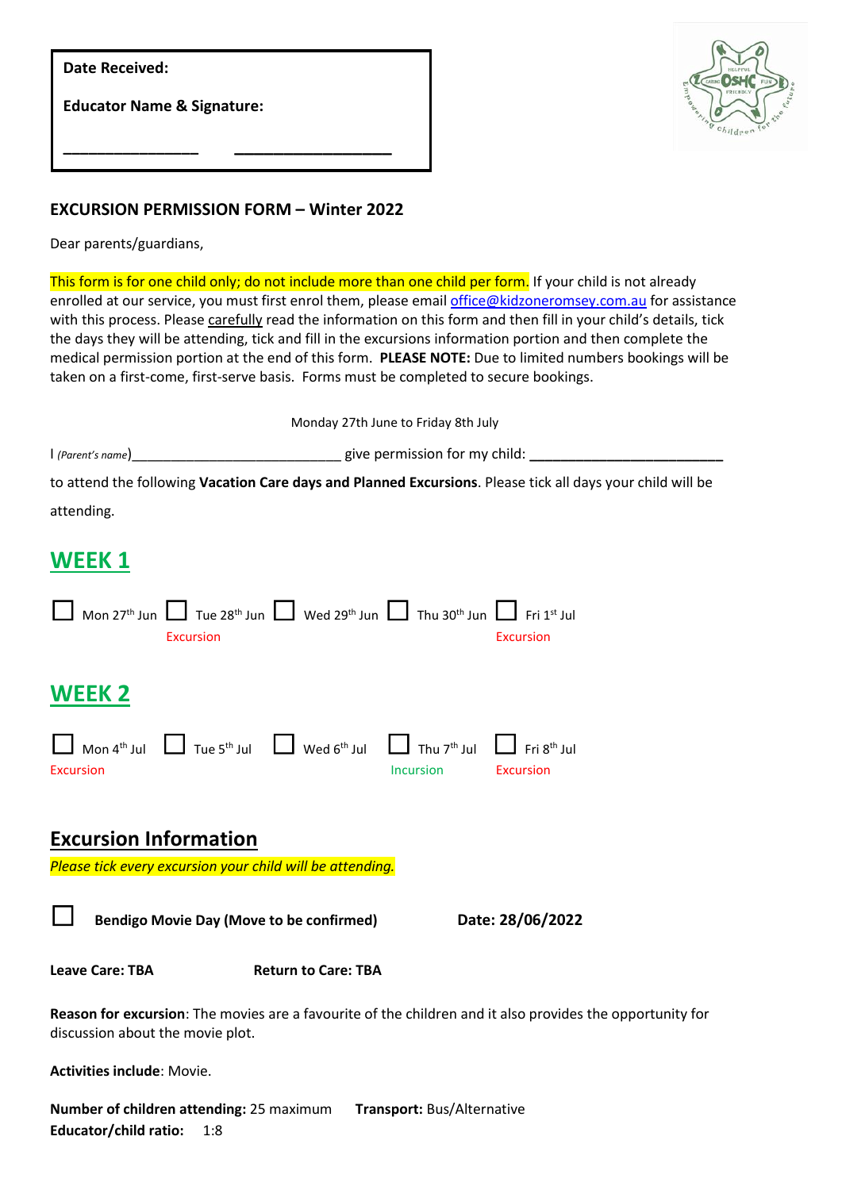**Date Received:**

**Educator Name & Signature:**

\_\_\_\_\_\_\_\_\_\_\_\_\_\_\_\_ \_\_\_\_\_\_\_\_\_\_\_\_\_\_\_\_\_\_\_

**EXCURSION PERMISSION FORM – Winter 2022**

Dear parents/guardians,

This form is for one child only; do not include more than one child per form. If your child is not already enrolled at our service, you must first enrol them, please email office@kidzoneromsey.com.au for assistance with this process. Please carefully read the information on this form and then fill in your child's details, tick the days they will be attending, tick and fill in the excursions information portion and then complete the medical permission portion at the end of this form. **PLEASE NOTE:** Due to limited numbers bookings will be taken on a first-come, first-serve basis. Forms must be completed to secure bookings.

Monday 27th June to Friday 8th July

I *(Parent's name)*\_\_\_\_\_\_\_\_\_\_\_\_\_\_\_\_\_\_\_\_\_\_\_\_\_\_\_ give permission for my child: \_\_\_\_\_\_\_\_\_\_\_\_\_\_\_\_\_\_\_\_\_\_\_\_\_

to attend the following **Vacation Care days and Planned Excursions**. Please tick all days your child will be attending.

## WEEK 1

☐ Mon 27th Jun ☐ Tue 28th Jun ☐ Wed 29th Jun ☐ Thu 30th Jun ☐ Fri 1st Jul

| Mon 27th Jun | Tue 28th Jun | Wed 29th Jun | Thu 30th Jun | Fri 1st Jul |
|---|---|---|---|---|
| | Excursion | | | Excursion |

## WEEK 2

| Mon 4th Jul | Tue 5th Jul | Wed 6th Jul | Thu 7th Jul | Fri 8th Jul |
|---|---|---|---|---|
| Excursion | | | Incursion | Excursion |

## Excursion Information

*Please tick every excursion your child will be attending.*

☐ **Bendigo Movie Day (Move to be confirmed)** **Date: 28/06/2022**

**Leave Care: TBA** **Return to Care: TBA**

**Reason for excursion**: The movies are a favourite of the children and it also provides the opportunity for discussion about the movie plot.

**Activities include**: Movie.

**Number of children attending:** 25 maximum **Transport:** Bus/Alternative
**Educator/child ratio:** 1:8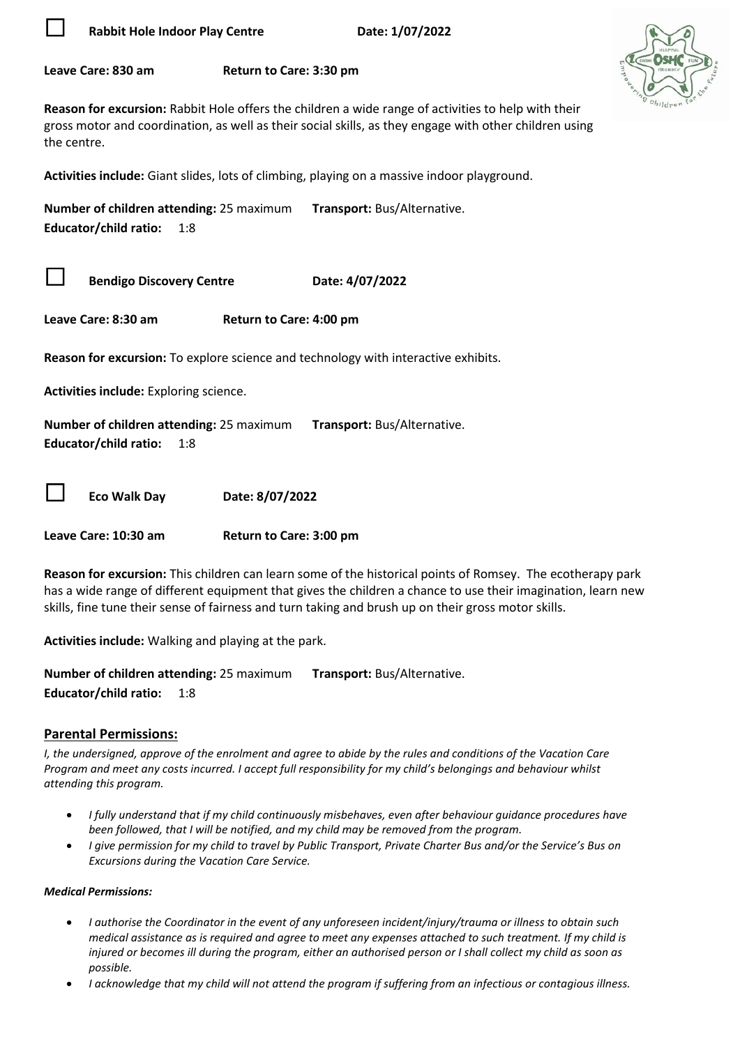☐ **Rabbit Hole Indoor Play Centre** **Date: 1/07/2022**

**Leave Care: 830 am** **Return to Care: 3:30 pm**

**Reason for excursion:** Rabbit Hole offers the children a wide range of activities to help with their gross motor and coordination, as well as their social skills, as they engage with other children using the centre.

**Activities include:** Giant slides, lots of climbing, playing on a massive indoor playground.

**Number of children attending:** 25 maximum **Transport:** Bus/Alternative.
**Educator/child ratio:** 1:8

☐ **Bendigo Discovery Centre** **Date: 4/07/2022**

**Leave Care: 8:30 am** **Return to Care: 4:00 pm**

**Reason for excursion:** To explore science and technology with interactive exhibits.

**Activities include:** Exploring science.

**Number of children attending:** 25 maximum **Transport:** Bus/Alternative.
**Educator/child ratio:** 1:8

☐ **Eco Walk Day** **Date: 8/07/2022**

**Leave Care: 10:30 am** **Return to Care: 3:00 pm**

**Reason for excursion:** This children can learn some of the historical points of Romsey. The ecotherapy park has a wide range of different equipment that gives the children a chance to use their imagination, learn new skills, fine tune their sense of fairness and turn taking and brush up on their gross motor skills.

**Activities include:** Walking and playing at the park.

**Number of children attending:** 25 maximum **Transport:** Bus/Alternative.
**Educator/child ratio:** 1:8

## Parental Permissions:

*I, the undersigned, approve of the enrolment and agree to abide by the rules and conditions of the Vacation Care Program and meet any costs incurred. I accept full responsibility for my child's belongings and behaviour whilst attending this program.*

- *I fully understand that if my child continuously misbehaves, even after behaviour guidance procedures have been followed, that I will be notified, and my child may be removed from the program.*
- *I give permission for my child to travel by Public Transport, Private Charter Bus and/or the Service's Bus on Excursions during the Vacation Care Service.*

***Medical Permissions:***

- *I authorise the Coordinator in the event of any unforeseen incident/injury/trauma or illness to obtain such medical assistance as is required and agree to meet any expenses attached to such treatment. If my child is injured or becomes ill during the program, either an authorised person or I shall collect my child as soon as possible.*
- *I acknowledge that my child will not attend the program if suffering from an infectious or contagious illness.*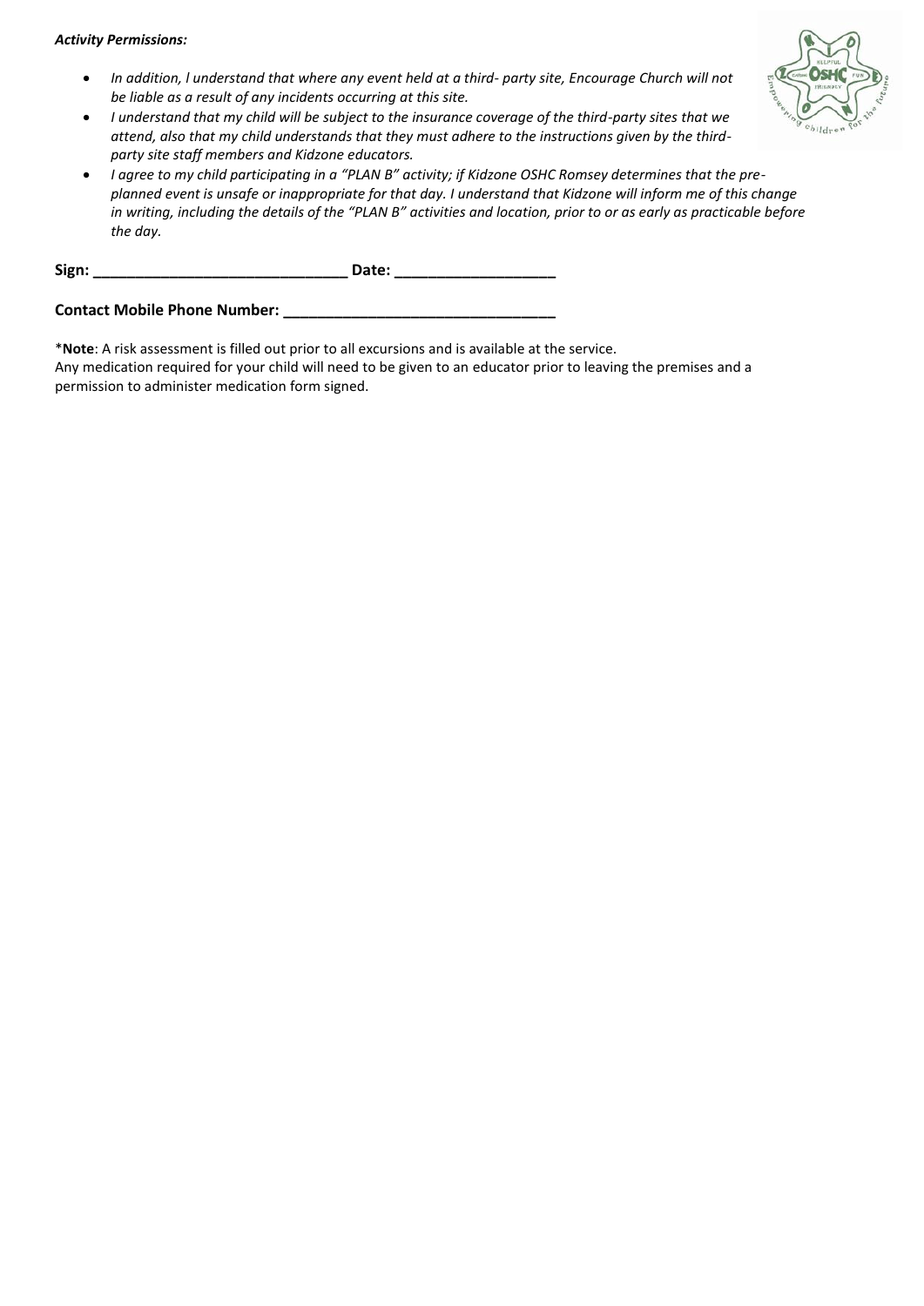***Activity Permissions:***

- *In addition, l understand that where any event held at a third- party site, Encourage Church will not be liable as a result of any incidents occurring at this site.*
- *I understand that my child will be subject to the insurance coverage of the third-party sites that we attend, also that my child understands that they must adhere to the instructions given by the third-party site staff members and Kidzone educators.*
- *I agree to my child participating in a "PLAN B" activity; if Kidzone OSHC Romsey determines that the pre-planned event is unsafe or inappropriate for that day. I understand that Kidzone will inform me of this change in writing, including the details of the "PLAN B" activities and location, prior to or as early as practicable before the day.*

**Sign: _____________________________ Date: __________________**

**Contact Mobile Phone Number: _______________________________**

\***Note**: A risk assessment is filled out prior to all excursions and is available at the service.
Any medication required for your child will need to be given to an educator prior to leaving the premises and a permission to administer medication form signed.